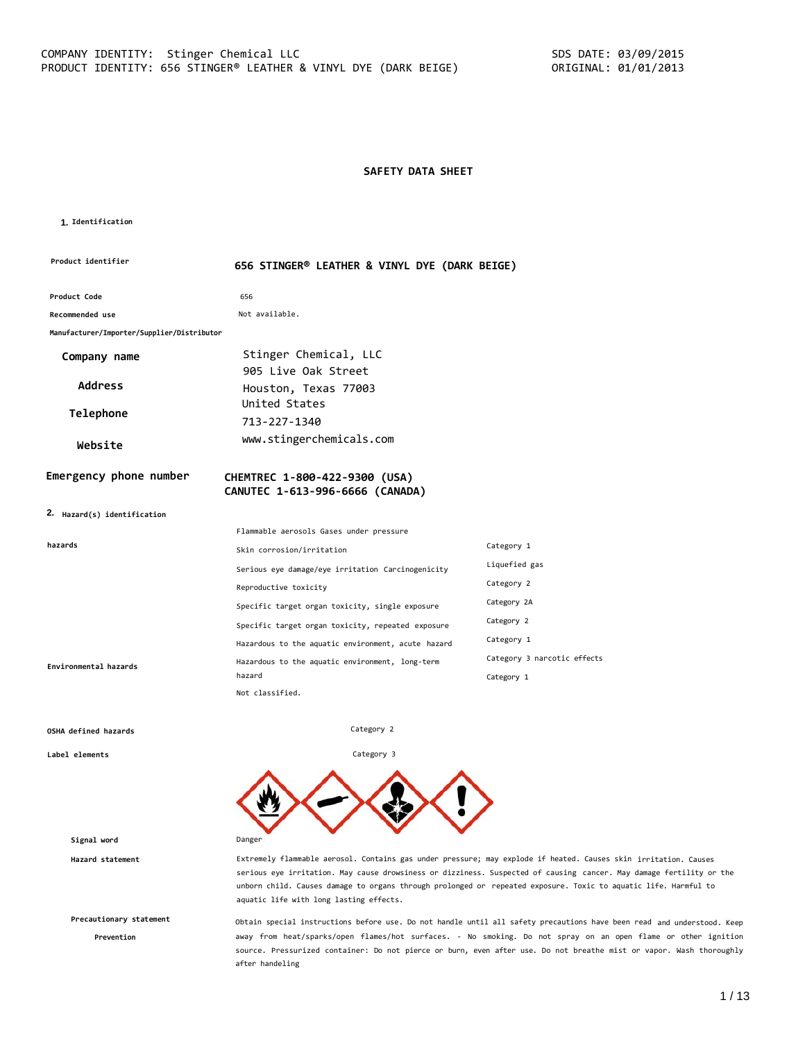COMPANY IDENTITY: Stinger Chemical LLC
PRODUCT IDENTITY: 656 STINGER® LEATHER & VINYL DYE (DARK BEIGE)

SDS DATE: 03/09/2015
ORIGINAL: 01/01/2013

# SAFETY DATA SHEET

## 1. Identification

**Product identifier** 656 STINGER® LEATHER & VINYL DYE (DARK BEIGE)

**Product Code** 656

**Recommended use** Not available.

**Manufacturer/Importer/Supplier/Distributor**

**Company name** Stinger Chemical, LLC

**Address** 905 Live Oak Street
Houston, Texas 77003
United States

**Telephone** 713-227-1340

**Website** www.stingerchemicals.com

**Emergency phone number** CHEMTREC 1-800-422-9300 (USA)
CANUTEC 1-613-996-6666 (CANADA)

## 2. Hazard(s) identification

**hazards**

| | |
|---|---|
| Flammable aerosols Gases under pressure | |
| Skin corrosion/irritation | Category 1 |
| Serious eye damage/eye irritation Carcinogenicity | Liquefied gas |
| Reproductive toxicity | Category 2 |
| Specific target organ toxicity, single exposure | Category 2A |
| Specific target organ toxicity, repeated exposure | Category 2 |
| Hazardous to the aquatic environment, acute hazard | Category 1 |
| Hazardous to the aquatic environment, long-term hazard | Category 3 narcotic effects |
| | Category 1 |

**Environmental hazards**

Not classified.

**OSHA defined hazards** Category 2

**Label elements** Category 3

**Signal word** Danger

**Hazard statement** Extremely flammable aerosol. Contains gas under pressure; may explode if heated. Causes skin irritation. Causes serious eye irritation. May cause drowsiness or dizziness. Suspected of causing cancer. May damage fertility or the unborn child. Causes damage to organs through prolonged or repeated exposure. Toxic to aquatic life. Harmful to aquatic life with long lasting effects.

**Precautionary statement**

**Prevention** Obtain special instructions before use. Do not handle until all safety precautions have been read and understood. Keep away from heat/sparks/open flames/hot surfaces. - No smoking. Do not spray on an open flame or other ignition source. Pressurized container: Do not pierce or burn, even after use. Do not breathe mist or vapor. Wash thoroughly after handeling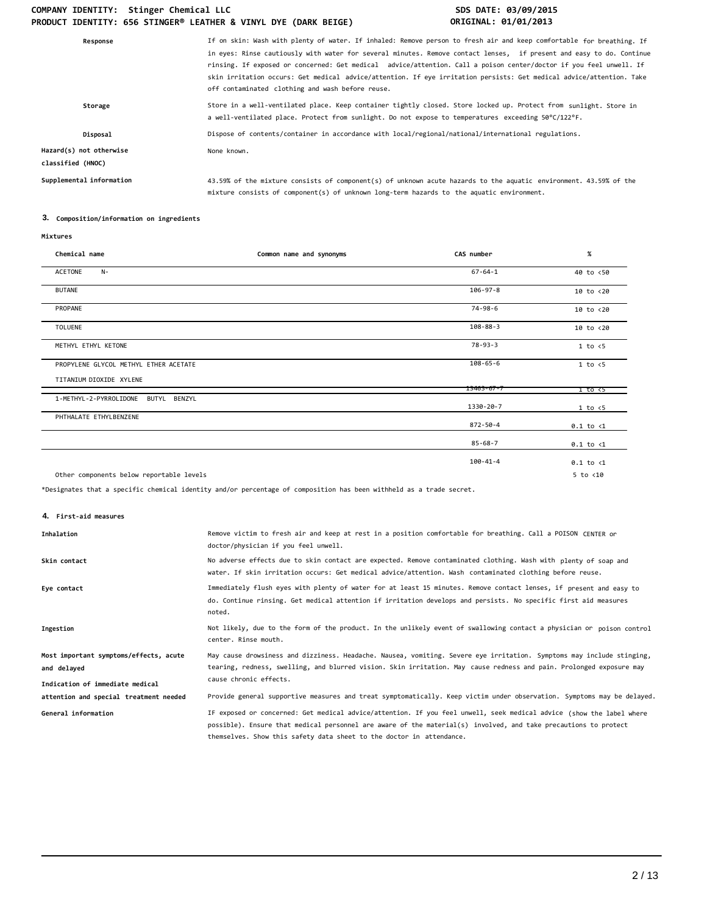| | |
|---|---|
| **Response** | If on skin: Wash with plenty of water. If inhaled: Remove person to fresh air and keep comfortable for breathing. If in eyes: Rinse cautiously with water for several minutes. Remove contact lenses, if present and easy to do. Continue rinsing. If exposed or concerned: Get medical advice/attention. Call a poison center/doctor if you feel unwell. If skin irritation occurs: Get medical advice/attention. If eye irritation persists: Get medical advice/attention. Take off contaminated clothing and wash before reuse. |
| **Storage** | Store in a well-ventilated place. Keep container tightly closed. Store locked up. Protect from sunlight. Store in a well-ventilated place. Protect from sunlight. Do not expose to temperatures exceeding 50°C/122°F. |
| **Disposal** | Dispose of contents/container in accordance with local/regional/national/international regulations. |
| **Hazard(s) not otherwise classified (HNOC)** | None known. |
| **Supplemental information** | 43.59% of the mixture consists of component(s) of unknown acute hazards to the aquatic environment. 43.59% of the mixture consists of component(s) of unknown long-term hazards to the aquatic environment. |

## 3. Composition/information on ingredients

**Mixtures**

| Chemical name | Common name and synonyms | CAS number | % |
|---|---|---|---|
| ACETONE N- | | 67-64-1 | 40 to <50 |
| BUTANE | | 106-97-8 | 10 to <20 |
| PROPANE | | 74-98-6 | 10 to <20 |
| TOLUENE | | 108-88-3 | 10 to <20 |
| METHYL ETHYL KETONE | | 78-93-3 | 1 to <5 |
| PROPYLENE GLYCOL METHYL ETHER ACETATE | | 108-65-6 | 1 to <5 |
| TITANIUM DIOXIDE XYLENE | | 13463-67-7 | 1 to <5 |
| 1-METHYL-2-PYRROLIDONE BUTYL BENZYL | | 1330-20-7 | 1 to <5 |
| PHTHALATE ETHYLBENZENE | | 872-50-4 | 0.1 to <1 |
| | | 85-68-7 | 0.1 to <1 |
| | | 100-41-4 | 0.1 to <1 |
| Other components below reportable levels | | | 5 to <10 |

*Designates that a specific chemical identity and/or percentage of composition has been withheld as a trade secret.

## 4. First-aid measures

| | |
|---|---|
| **Inhalation** | Remove victim to fresh air and keep at rest in a position comfortable for breathing. Call a POISON CENTER or doctor/physician if you feel unwell. |
| **Skin contact** | No adverse effects due to skin contact are expected. Remove contaminated clothing. Wash with plenty of soap and water. If skin irritation occurs: Get medical advice/attention. Wash contaminated clothing before reuse. |
| **Eye contact** | Immediately flush eyes with plenty of water for at least 15 minutes. Remove contact lenses, if present and easy to do. Continue rinsing. Get medical attention if irritation develops and persists. No specific first aid measures noted. |
| **Ingestion** | Not likely, due to the form of the product. In the unlikely event of swallowing contact a physician or poison control center. Rinse mouth. |
| **Most important symptoms/effects, acute and delayed** | May cause drowsiness and dizziness. Headache. Nausea, vomiting. Severe eye irritation. Symptoms may include stinging, tearing, redness, swelling, and blurred vision. Skin irritation. May cause redness and pain. Prolonged exposure may cause chronic effects. |
| **Indication of immediate medical attention and special treatment needed** | Provide general supportive measures and treat symptomatically. Keep victim under observation. Symptoms may be delayed. |
| **General information** | IF exposed or concerned: Get medical advice/attention. If you feel unwell, seek medical advice (show the label where possible). Ensure that medical personnel are aware of the material(s) involved, and take precautions to protect themselves. Show this safety data sheet to the doctor in attendance. |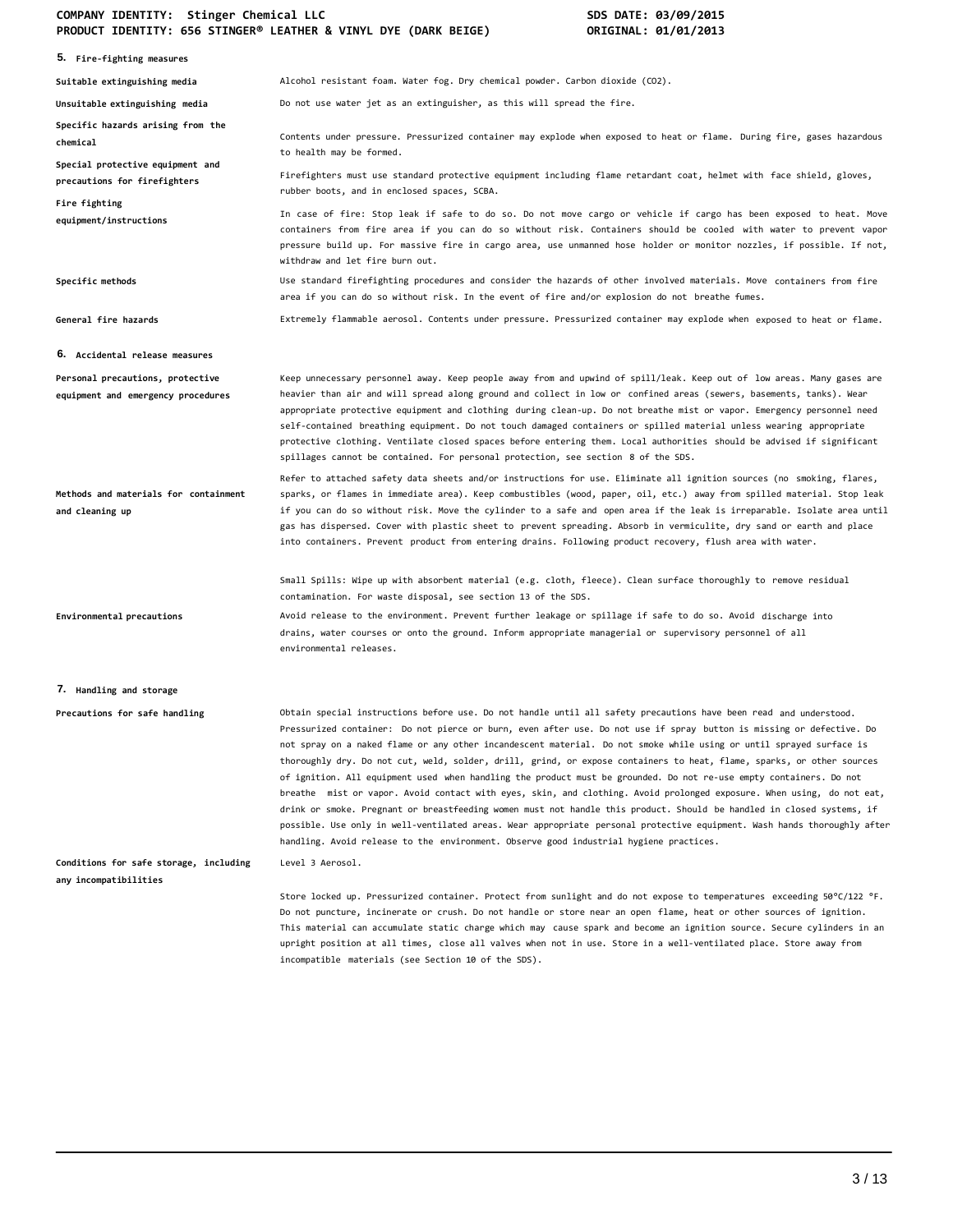## 5. Fire-fighting measures

| | |
|---|---|
| **Suitable extinguishing media** | Alcohol resistant foam. Water fog. Dry chemical powder. Carbon dioxide ($CO_2$). |
| **Unsuitable extinguishing media** | Do not use water jet as an extinguisher, as this will spread the fire. |
| **Specific hazards arising from the chemical** | Contents under pressure. Pressurized container may explode when exposed to heat or flame. During fire, gases hazardous to health may be formed. |
| **Special protective equipment and precautions for firefighters** | Firefighters must use standard protective equipment including flame retardant coat, helmet with face shield, gloves, rubber boots, and in enclosed spaces, SCBA. |
| **Fire fighting equipment/instructions** | In case of fire: Stop leak if safe to do so. Do not move cargo or vehicle if cargo has been exposed to heat. Move containers from fire area if you can do so without risk. Containers should be cooled with water to prevent vapor pressure build up. For massive fire in cargo area, use unmanned hose holder or monitor nozzles, if possible. If not, withdraw and let fire burn out. |
| **Specific methods** | Use standard firefighting procedures and consider the hazards of other involved materials. Move containers from fire area if you can do so without risk. In the event of fire and/or explosion do not breathe fumes. |
| **General fire hazards** | Extremely flammable aerosol. Contents under pressure. Pressurized container may explode when exposed to heat or flame. |

## 6. Accidental release measures

| | |
|---|---|
| **Personal precautions, protective equipment and emergency procedures** | Keep unnecessary personnel away. Keep people away from and upwind of spill/leak. Keep out of low areas. Many gases are heavier than air and will spread along ground and collect in low or confined areas (sewers, basements, tanks). Wear appropriate protective equipment and clothing during clean-up. Do not breathe mist or vapor. Emergency personnel need self-contained breathing equipment. Do not touch damaged containers or spilled material unless wearing appropriate protective clothing. Ventilate closed spaces before entering them. Local authorities should be advised if significant spillages cannot be contained. For personal protection, see section 8 of the SDS. |
| **Methods and materials for containment and cleaning up** | Refer to attached safety data sheets and/or instructions for use. Eliminate all ignition sources (no smoking, flares, sparks, or flames in immediate area). Keep combustibles (wood, paper, oil, etc.) away from spilled material. Stop leak if you can do so without risk. Move the cylinder to a safe and open area if the leak is irreparable. Isolate area until gas has dispersed. Cover with plastic sheet to prevent spreading. Absorb in vermiculite, dry sand or earth and place into containers. Prevent product from entering drains. Following product recovery, flush area with water.<br><br>Small Spills: Wipe up with absorbent material (e.g. cloth, fleece). Clean surface thoroughly to remove residual contamination. For waste disposal, see section 13 of the SDS. |
| **Environmental precautions** | Avoid release to the environment. Prevent further leakage or spillage if safe to do so. Avoid discharge into drains, water courses or onto the ground. Inform appropriate managerial or supervisory personnel of all environmental releases. |

## 7. Handling and storage

| | |
|---|---|
| **Precautions for safe handling** | Obtain special instructions before use. Do not handle until all safety precautions have been read and understood. Pressurized container: Do not pierce or burn, even after use. Do not use if spray button is missing or defective. Do not spray on a naked flame or any other incandescent material. Do not smoke while using or until sprayed surface is thoroughly dry. Do not cut, weld, solder, drill, grind, or expose containers to heat, flame, sparks, or other sources of ignition. All equipment used when handling the product must be grounded. Do not re-use empty containers. Do not breathe mist or vapor. Avoid contact with eyes, skin, and clothing. Avoid prolonged exposure. When using, do not eat, drink or smoke. Pregnant or breastfeeding women must not handle this product. Should be handled in closed systems, if possible. Use only in well-ventilated areas. Wear appropriate personal protective equipment. Wash hands thoroughly after handling. Avoid release to the environment. Observe good industrial hygiene practices. |
| **Conditions for safe storage, including any incompatibilities** | Level 3 Aerosol.<br><br>Store locked up. Pressurized container. Protect from sunlight and do not expose to temperatures exceeding 50°C/122 °F. Do not puncture, incinerate or crush. Do not handle or store near an open flame, heat or other sources of ignition. This material can accumulate static charge which may cause spark and become an ignition source. Secure cylinders in an upright position at all times, close all valves when not in use. Store in a well-ventilated place. Store away from incompatible materials (see Section 10 of the SDS). |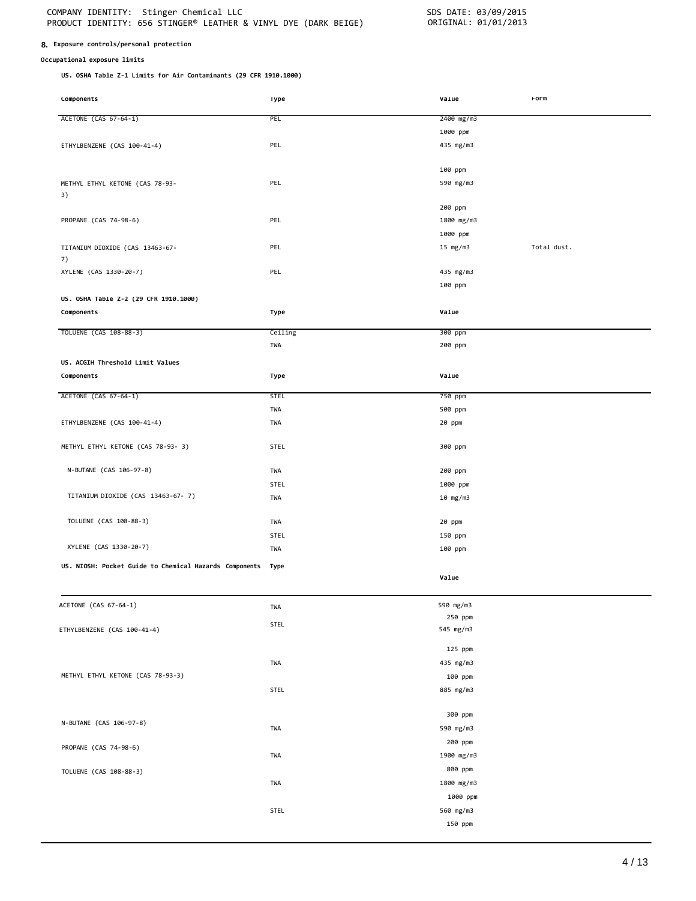## 8. Exposure controls/personal protection

### Occupational exposure limits

**US. OSHA Table Z-1 Limits for Air Contaminants (29 CFR 1910.1000)**

| Components | Type | Value | Form |
|---|---|---|---|
| ACETONE (CAS 67-64-1) | PEL | 2400 mg/m3 | |
| | | 1000 ppm | |
| ETHYLBENZENE (CAS 100-41-4) | PEL | 435 mg/m3 | |
| | | 100 ppm | |
| METHYL ETHYL KETONE (CAS 78-93-3) | PEL | 590 mg/m3 | |
| | | 200 ppm | |
| PROPANE (CAS 74-98-6) | PEL | 1800 mg/m3 | |
| | | 1000 ppm | |
| TITANIUM DIOXIDE (CAS 13463-67-7) | PEL | 15 mg/m3 | Total dust. |
| XYLENE (CAS 1330-20-7) | PEL | 435 mg/m3 | |
| | | 100 ppm | |

**US. OSHA Table Z-2 (29 CFR 1910.1000)**

| Components | Type | Value |
|---|---|---|
| TOLUENE (CAS 108-88-3) | Ceiling | 300 ppm |
| | TWA | 200 ppm |

**US. ACGIH Threshold Limit Values**

| Components | Type | Value |
|---|---|---|
| ACETONE (CAS 67-64-1) | STEL | 750 ppm |
| | TWA | 500 ppm |
| ETHYLBENZENE (CAS 100-41-4) | TWA | 20 ppm |
| METHYL ETHYL KETONE (CAS 78-93- 3) | STEL | 300 ppm |
| N-BUTANE (CAS 106-97-8) | TWA | 200 ppm |
| | STEL | 1000 ppm |
| TITANIUM DIOXIDE (CAS 13463-67- 7) | TWA | 10 mg/m3 |
| TOLUENE (CAS 108-88-3) | TWA | 20 ppm |
| | STEL | 150 ppm |
| XYLENE (CAS 1330-20-7) | TWA | 100 ppm |

**US. NIOSH: Pocket Guide to Chemical Hazards**

| Components | Type | Value |
|---|---|---|
| ACETONE (CAS 67-64-1) | TWA | 590 mg/m3 |
| | | 250 ppm |
| ETHYLBENZENE (CAS 100-41-4) | STEL | 545 mg/m3 |
| | | 125 ppm |
| | TWA | 435 mg/m3 |
| METHYL ETHYL KETONE (CAS 78-93-3) | | 100 ppm |
| | STEL | 885 mg/m3 |
| | | 300 ppm |
| N-BUTANE (CAS 106-97-8) | TWA | 590 mg/m3 |
| | | 200 ppm |
| PROPANE (CAS 74-98-6) | TWA | 1900 mg/m3 |
| | | 800 ppm |
| TOLUENE (CAS 108-88-3) | TWA | 1800 mg/m3 |
| | | 1000 ppm |
| | STEL | 560 mg/m3 |
| | | 150 ppm |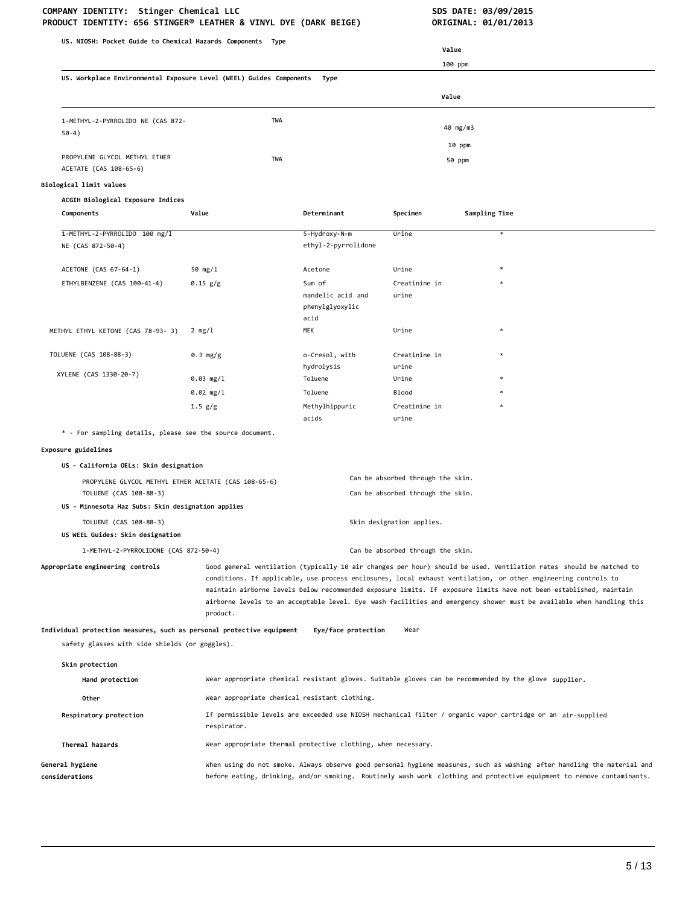**US. NIOSH: Pocket Guide to Chemical Hazards Components Type**

| | | Value |
|---|---|---|
| | | 100 ppm |

**US. Workplace Environmental Exposure Level (WEEL) Guides Components Type**

| | | Value |
|---|---|---|
| 1-METHYL-2-PYRROLIDO NE (CAS 872-50-4) | TWA | 40 mg/m3 |
| | | 10 ppm |
| PROPYLENE GLYCOL METHYL ETHER ACETATE (CAS 108-65-6) | TWA | 50 ppm |

**Biological limit values**

**ACGIH Biological Exposure Indices**

| Components | Value | Determinant | Specimen | Sampling Time |
|---|---|---|---|---|
| 1-METHYL-2-PYRROLIDO NE (CAS 872-50-4) | 100 mg/l | 5-Hydroxy-N-m ethyl-2-pyrrolidone | Urine | * |
| ACETONE (CAS 67-64-1) | 50 mg/l | Acetone | Urine | * |
| ETHYLBENZENE (CAS 100-41-4) | 0.15 g/g | Sum of mandelic acid and phenylglyoxylic acid | Creatinine in urine | * |
| METHYL ETHYL KETONE (CAS 78-93- 3) | 2 mg/l | MEK | Urine | * |
| TOLUENE (CAS 108-88-3) | 0.3 mg/g | o-Cresol, with hydrolysis | Creatinine in urine | * |
| XYLENE (CAS 1330-20-7) | 0.03 mg/l | Toluene | Urine | * |
| | 0.02 mg/l | Toluene | Blood | * |
| | 1.5 g/g | Methylhippuric acids | Creatinine in urine | * |

\* - For sampling details, please see the source document.

**Exposure guidelines**

**US - California OELs: Skin designation**

| | |
|---|---|
| PROPYLENE GLYCOL METHYL ETHER ACETATE (CAS 108-65-6) | Can be absorbed through the skin. |
| TOLUENE (CAS 108-88-3) | Can be absorbed through the skin. |

**US - Minnesota Haz Subs: Skin designation applies**

| | |
|---|---|
| TOLUENE (CAS 108-88-3) | Skin designation applies. |

**US WEEL Guides: Skin designation**

| | |
|---|---|
| 1-METHYL-2-PYRROLIDONE (CAS 872-50-4) | Can be absorbed through the skin. |

**Appropriate engineering controls**

Good general ventilation (typically 10 air changes per hour) should be used. Ventilation rates should be matched to conditions. If applicable, use process enclosures, local exhaust ventilation, or other engineering controls to maintain airborne levels below recommended exposure limits. If exposure limits have not been established, maintain airborne levels to an acceptable level. Eye wash facilities and emergency shower must be available when handling this product.

**Individual protection measures, such as personal protective equipment**

**Eye/face protection** Wear safety glasses with side shields (or goggles).

**Skin protection**

**Hand protection** Wear appropriate chemical resistant gloves. Suitable gloves can be recommended by the glove supplier.

**Other** Wear appropriate chemical resistant clothing.

**Respiratory protection** If permissible levels are exceeded use NIOSH mechanical filter / organic vapor cartridge or an air-supplied respirator.

**Thermal hazards** Wear appropriate thermal protective clothing, when necessary.

**General hygiene considerations** When using do not smoke. Always observe good personal hygiene measures, such as washing after handling the material and before eating, drinking, and/or smoking. Routinely wash work clothing and protective equipment to remove contaminants.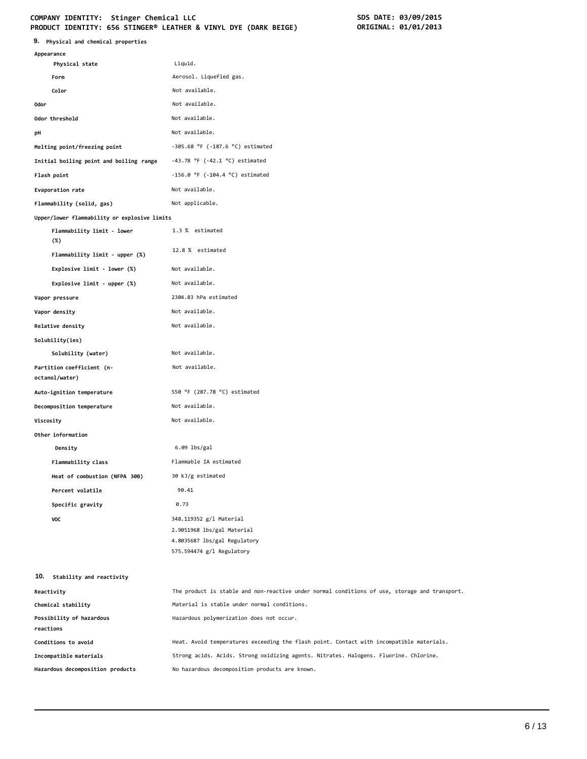## 9. Physical and chemical properties

| Property | Value |
|---|---|
| **Appearance** | |
| Physical state | Liquid. |
| Form | Aerosol. Liquefied gas. |
| Color | Not available. |
| **Odor** | Not available. |
| **Odor threshold** | Not available. |
| **pH** | Not available. |
| **Melting point/freezing point** | -305.68 °F (-187.6 °C) estimated |
| **Initial boiling point and boiling range** | -43.78 °F (-42.1 °C) estimated |
| **Flash point** | -156.0 °F (-104.4 °C) estimated |
| **Evaporation rate** | Not available. |
| **Flammability (solid, gas)** | Not applicable. |
| **Upper/lower flammability or explosive limits** | |
| Flammability limit - lower (%) | 1.3 % estimated |
| Flammability limit - upper (%) | 12.8 % estimated |
| Explosive limit - lower (%) | Not available. |
| Explosive limit - upper (%) | Not available. |
| **Vapor pressure** | 2304.83 hPa estimated |
| **Vapor density** | Not available. |
| **Relative density** | Not available. |
| **Solubility(ies)** | |
| Solubility (water) | Not available. |
| **Partition coefficient (n-octanol/water)** | Not available. |
| **Auto-ignition temperature** | 550 °F (287.78 °C) estimated |
| **Decomposition temperature** | Not available. |
| **Viscosity** | Not available. |
| **Other information** | |
| Density | 6.09 lbs/gal |
| Flammability class | Flammable IA estimated |
| Heat of combustion (NFPA 30B) | 30 kJ/g estimated |
| Percent volatile | 90.41 |
| Specific gravity | 0.73 |
| VOC | 348.119352 g/l Material<br>2.9051968 lbs/gal Material<br>4.8035687 lbs/gal Regulatory<br>575.594474 g/l Regulatory |

## 10. Stability and reactivity

| Property | Value |
|---|---|
| **Reactivity** | The product is stable and non-reactive under normal conditions of use, storage and transport. |
| **Chemical stability** | Material is stable under normal conditions. |
| **Possibility of hazardous reactions** | Hazardous polymerization does not occur. |
| **Conditions to avoid** | Heat. Avoid temperatures exceeding the flash point. Contact with incompatible materials. |
| **Incompatible materials** | Strong acids. Acids. Strong oxidizing agents. Nitrates. Halogens. Fluorine. Chlorine. |
| **Hazardous decomposition products** | No hazardous decomposition products are known. |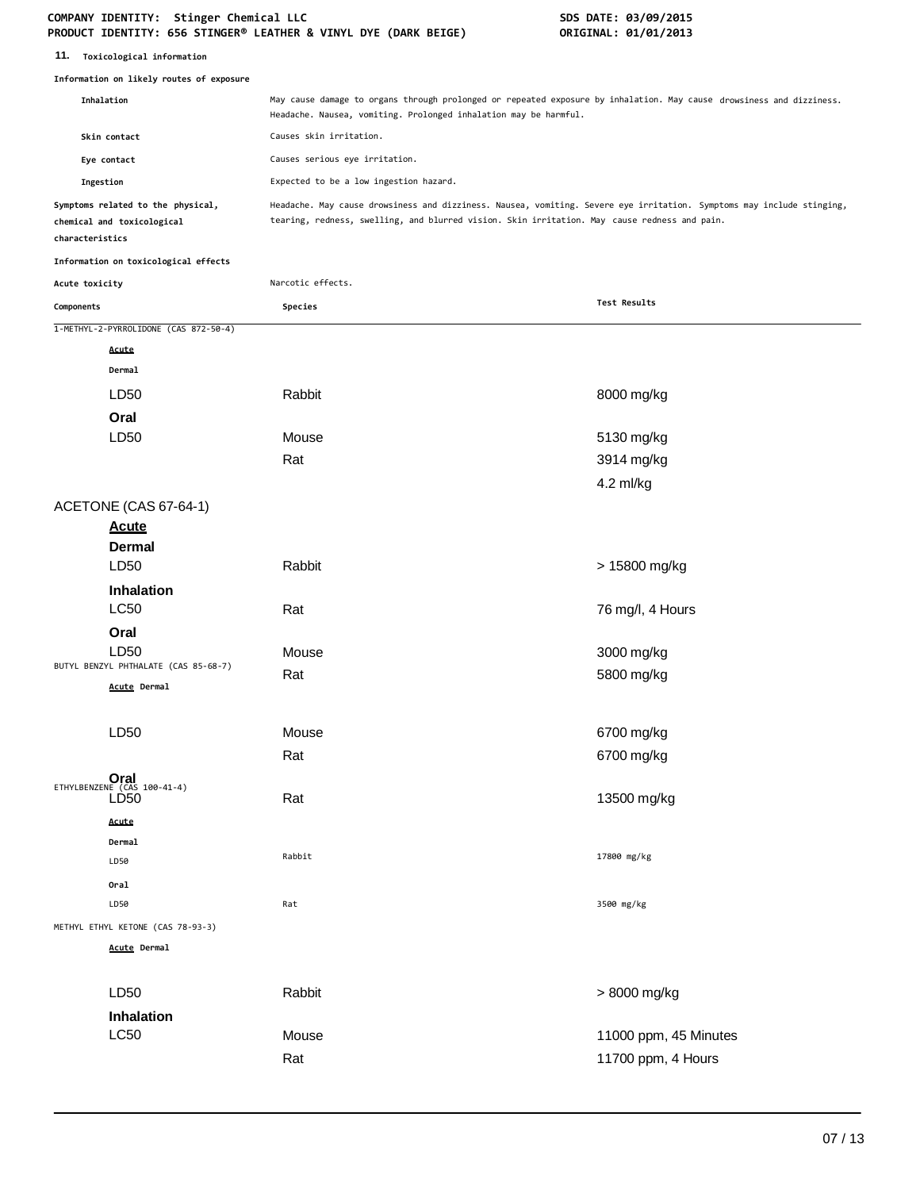## 11. Toxicological information

**Information on likely routes of exposure**

| | |
|---|---|
| **Inhalation** | May cause damage to organs through prolonged or repeated exposure by inhalation. May cause drowsiness and dizziness. Headache. Nausea, vomiting. Prolonged inhalation may be harmful. |
| **Skin contact** | Causes skin irritation. |
| **Eye contact** | Causes serious eye irritation. |
| **Ingestion** | Expected to be a low ingestion hazard. |
| **Symptoms related to the physical, chemical and toxicological characteristics** | Headache. May cause drowsiness and dizziness. Nausea, vomiting. Severe eye irritation. Symptoms may include stinging, tearing, redness, swelling, and blurred vision. Skin irritation. May cause redness and pain. |

**Information on toxicological effects**

**Acute toxicity** Narcotic effects.

| Components | Species | Test Results |
|---|---|---|
| 1-METHYL-2-PYRROLIDONE (CAS 872-50-4) | | |
| ***Acute*** | | |
| **Dermal** | | |
| LD50 | Rabbit | 8000 mg/kg |
| **Oral** | | |
| LD50 | Mouse | 5130 mg/kg |
| | Rat | 3914 mg/kg |
| | | 4.2 ml/kg |
| ACETONE (CAS 67-64-1) | | |
| ***Acute*** | | |
| **Dermal** | | |
| LD50 | Rabbit | > 15800 mg/kg |
| **Inhalation** | | |
| LC50 | Rat | 76 mg/l, 4 Hours |
| **Oral** | | |
| LD50 | Mouse | 3000 mg/kg |
| | Rat | 5800 mg/kg |
| BUTYL BENZYL PHTHALATE (CAS 85-68-7) | | |
| ***Acute*** **Dermal** | | |
| LD50 | Mouse | 6700 mg/kg |
| | Rat | 6700 mg/kg |
| **Oral** | | |
| LD50 | Rat | 13500 mg/kg |
| ETHYLBENZENE (CAS 100-41-4) | | |
| ***Acute*** | | |
| **Dermal** | | |
| LD50 | Rabbit | 17800 mg/kg |
| **Oral** | | |
| LD50 | Rat | 3500 mg/kg |
| METHYL ETHYL KETONE (CAS 78-93-3) | | |
| ***Acute*** **Dermal** | | |
| LD50 | Rabbit | > 8000 mg/kg |
| **Inhalation** | | |
| LC50 | Mouse | 11000 ppm, 45 Minutes |
| | Rat | 11700 ppm, 4 Hours |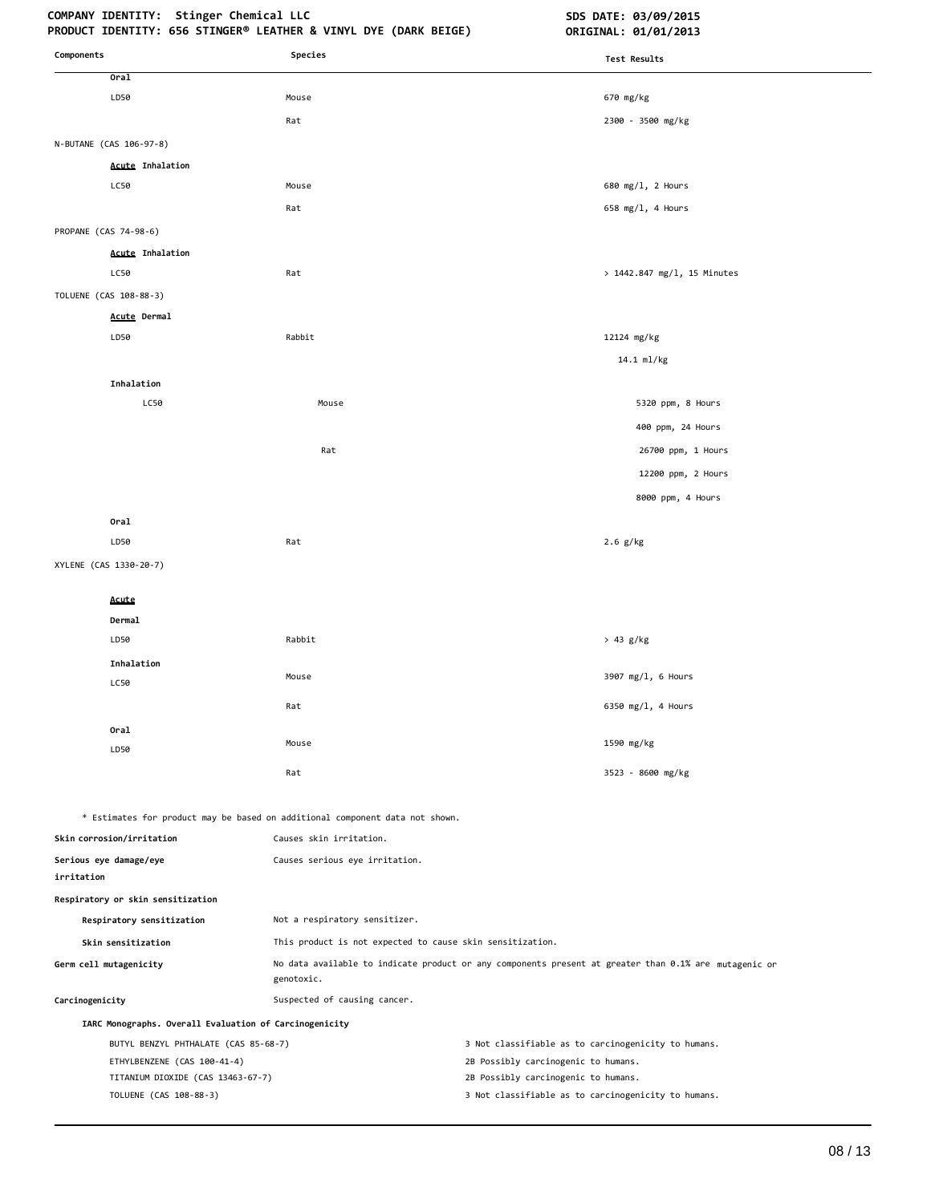| Components | Species | Test Results |
|---|---|---|
| **Oral** | | |
| LD50 | Mouse | 670 mg/kg |
| | Rat | 2300 - 3500 mg/kg |
| N-BUTANE (CAS 106-97-8) | | |
| **Acute Inhalation** | | |
| LC50 | Mouse | 680 mg/l, 2 Hours |
| | Rat | 658 mg/l, 4 Hours |
| PROPANE (CAS 74-98-6) | | |
| **Acute Inhalation** | | |
| LC50 | Rat | > 1442.847 mg/l, 15 Minutes |
| TOLUENE (CAS 108-88-3) | | |
| **Acute Dermal** | | |
| LD50 | Rabbit | 12124 mg/kg |
| | | 14.1 ml/kg |
| **Inhalation** | | |
| LC50 | Mouse | 5320 ppm, 8 Hours |
| | | 400 ppm, 24 Hours |
| | Rat | 26700 ppm, 1 Hours |
| | | 12200 ppm, 2 Hours |
| | | 8000 ppm, 4 Hours |
| **Oral** | | |
| LD50 | Rat | 2.6 g/kg |
| XYLENE (CAS 1330-20-7) | | |
| **Acute** | | |
| **Dermal** | | |
| LD50 | Rabbit | > 43 g/kg |
| **Inhalation** | | |
| LC50 | Mouse | 3907 mg/l, 6 Hours |
| | Rat | 6350 mg/l, 4 Hours |
| **Oral** | | |
| LD50 | Mouse | 1590 mg/kg |
| | Rat | 3523 - 8600 mg/kg |

* Estimates for product may be based on additional component data not shown.

**Skin corrosion/irritation** Causes skin irritation.

**Serious eye damage/eye irritation** Causes serious eye irritation.

**Respiratory or skin sensitization**

**Respiratory sensitization** Not a respiratory sensitizer.

**Skin sensitization** This product is not expected to cause skin sensitization.

**Germ cell mutagenicity** No data available to indicate product or any components present at greater than 0.1% are mutagenic or genotoxic.

**Carcinogenicity** Suspected of causing cancer.

**IARC Monographs. Overall Evaluation of Carcinogenicity**

| | |
|---|---|
| BUTYL BENZYL PHTHALATE (CAS 85-68-7) | 3 Not classifiable as to carcinogenicity to humans. |
| ETHYLBENZENE (CAS 100-41-4) | 2B Possibly carcinogenic to humans. |
| TITANIUM DIOXIDE (CAS 13463-67-7) | 2B Possibly carcinogenic to humans. |
| TOLUENE (CAS 108-88-3) | 3 Not classifiable as to carcinogenicity to humans. |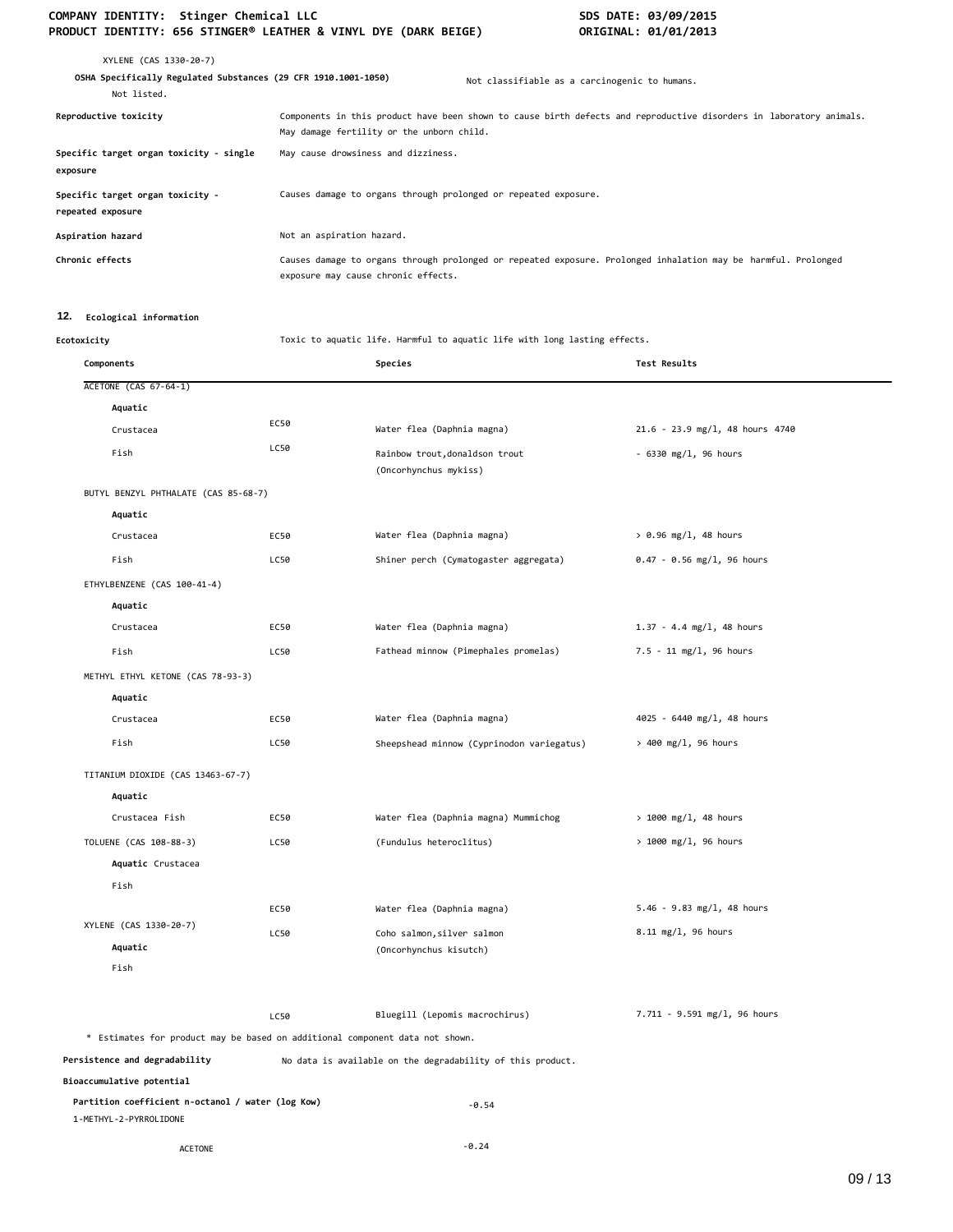XYLENE (CAS 1330-20-7)

**OSHA Specifically Regulated Substances (29 CFR 1910.1001-1050)** Not classifiable as a carcinogenic to humans.

Not listed.

| | |
|---|---|
| **Reproductive toxicity** | Components in this product have been shown to cause birth defects and reproductive disorders in laboratory animals. May damage fertility or the unborn child. |
| **Specific target organ toxicity - single exposure** | May cause drowsiness and dizziness. |
| **Specific target organ toxicity - repeated exposure** | Causes damage to organs through prolonged or repeated exposure. |
| **Aspiration hazard** | Not an aspiration hazard. |
| **Chronic effects** | Causes damage to organs through prolonged or repeated exposure. Prolonged inhalation may be harmful. Prolonged exposure may cause chronic effects. |

## 12. Ecological information

**Ecotoxicity** Toxic to aquatic life. Harmful to aquatic life with long lasting effects.

| Components | | Species | Test Results |
|---|---|---|---|
| ACETONE (CAS 67-64-1) | | | |
| **Aquatic** | | | |
| Crustacea | EC50 | Water flea (Daphnia magna) | 21.6 - 23.9 mg/l, 48 hours 4740 |
| Fish | LC50 | Rainbow trout,donaldson trout (Oncorhynchus mykiss) | - 6330 mg/l, 96 hours |
| BUTYL BENZYL PHTHALATE (CAS 85-68-7) | | | |
| **Aquatic** | | | |
| Crustacea | EC50 | Water flea (Daphnia magna) | > 0.96 mg/l, 48 hours |
| Fish | LC50 | Shiner perch (Cymatogaster aggregata) | 0.47 - 0.56 mg/l, 96 hours |
| ETHYLBENZENE (CAS 100-41-4) | | | |
| **Aquatic** | | | |
| Crustacea | EC50 | Water flea (Daphnia magna) | 1.37 - 4.4 mg/l, 48 hours |
| Fish | LC50 | Fathead minnow (Pimephales promelas) | 7.5 - 11 mg/l, 96 hours |
| METHYL ETHYL KETONE (CAS 78-93-3) | | | |
| **Aquatic** | | | |
| Crustacea | EC50 | Water flea (Daphnia magna) | 4025 - 6440 mg/l, 48 hours |
| Fish | LC50 | Sheepshead minnow (Cyprinodon variegatus) | > 400 mg/l, 96 hours |
| TITANIUM DIOXIDE (CAS 13463-67-7) | | | |
| **Aquatic** | | | |
| Crustacea Fish | EC50 | Water flea (Daphnia magna) Mummichog | > 1000 mg/l, 48 hours |
| TOLUENE (CAS 108-88-3) | LC50 | (Fundulus heteroclitus) | > 1000 mg/l, 96 hours |
| **Aquatic** Crustacea | | | |
| Fish | | | |
| | EC50 | Water flea (Daphnia magna) | 5.46 - 9.83 mg/l, 48 hours |
| XYLENE (CAS 1330-20-7) | LC50 | Coho salmon,silver salmon (Oncorhynchus kisutch) | 8.11 mg/l, 96 hours |
| **Aquatic** | | | |
| Fish | | | |
| | LC50 | Bluegill (Lepomis macrochirus) | 7.711 - 9.591 mg/l, 96 hours |

\* Estimates for product may be based on additional component data not shown.

**Persistence and degradability** No data is available on the degradability of this product.

**Bioaccumulative potential**

**Partition coefficient n-octanol / water (log Kow)**

| | |
|---|---|
| 1-METHYL-2-PYRROLIDONE | -0.54 |
| ACETONE | -0.24 |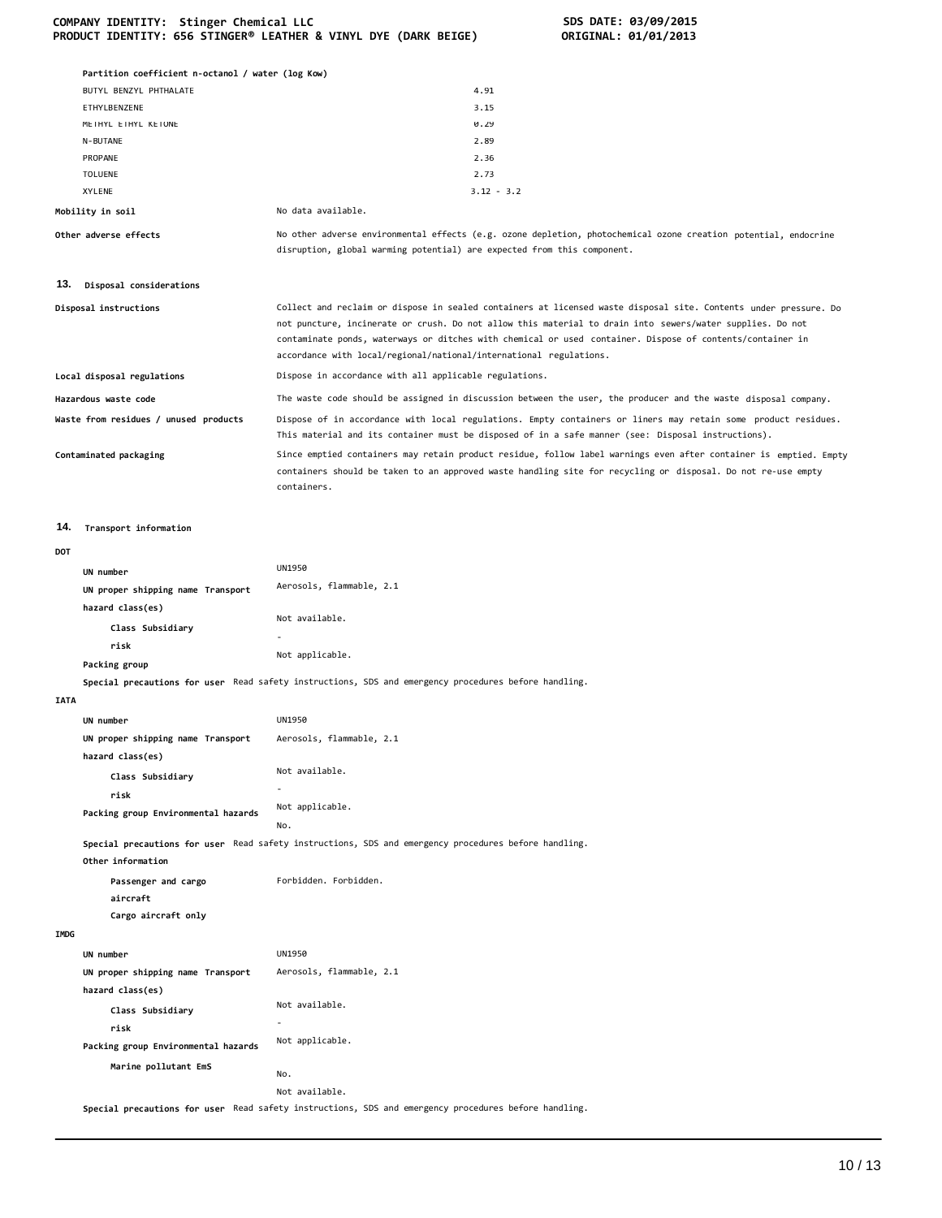**Partition coefficient n-octanol / water (log Kow)**

| | |
|---|---|
| BUTYL BENZYL PHTHALATE | 4.91 |
| ETHYLBENZENE | 3.15 |
| METHYL ETHYL KETONE | 0.29 |
| N-BUTANE | 2.89 |
| PROPANE | 2.36 |
| TOLUENE | 2.73 |
| XYLENE | 3.12 - 3.2 |

**Mobility in soil** No data available.

**Other adverse effects** No other adverse environmental effects (e.g. ozone depletion, photochemical ozone creation potential, endocrine disruption, global warming potential) are expected from this component.

## 13. Disposal considerations

**Disposal instructions** Collect and reclaim or dispose in sealed containers at licensed waste disposal site. Contents under pressure. Do not puncture, incinerate or crush. Do not allow this material to drain into sewers/water supplies. Do not contaminate ponds, waterways or ditches with chemical or used container. Dispose of contents/container in accordance with local/regional/national/international regulations.

**Local disposal regulations** Dispose in accordance with all applicable regulations.

**Hazardous waste code** The waste code should be assigned in discussion between the user, the producer and the waste disposal company.

**Waste from residues / unused products** Dispose of in accordance with local regulations. Empty containers or liners may retain some product residues. This material and its container must be disposed of in a safe manner (see: Disposal instructions).

**Contaminated packaging** Since emptied containers may retain product residue, follow label warnings even after container is emptied. Empty containers should be taken to an approved waste handling site for recycling or disposal. Do not re-use empty containers.

## 14. Transport information

**DOT**

**UN number** UN1950

**UN proper shipping name** Aerosols, flammable, 2.1

**Transport hazard class(es)** Not available.

**Class Subsidiary risk** -

**Packing group** Not applicable.

**Special precautions for user** Read safety instructions, SDS and emergency procedures before handling.

**IATA**

**UN number** UN1950

**UN proper shipping name** Aerosols, flammable, 2.1

**Transport hazard class(es)** Not available.

**Class Subsidiary risk** -

**Packing group** Not applicable.

**Environmental hazards** No.

**Special precautions for user** Read safety instructions, SDS and emergency procedures before handling.

**Other information**

**Passenger and cargo aircraft** Forbidden.

**Cargo aircraft only** Forbidden.

**IMDG**

**UN number** UN1950

**UN proper shipping name** Aerosols, flammable, 2.1

**Transport hazard class(es)** Not available.

**Class Subsidiary risk** -

**Packing group** Not applicable.

**Environmental hazards**

**Marine pollutant** No.

**EmS** Not available.

**Special precautions for user** Read safety instructions, SDS and emergency procedures before handling.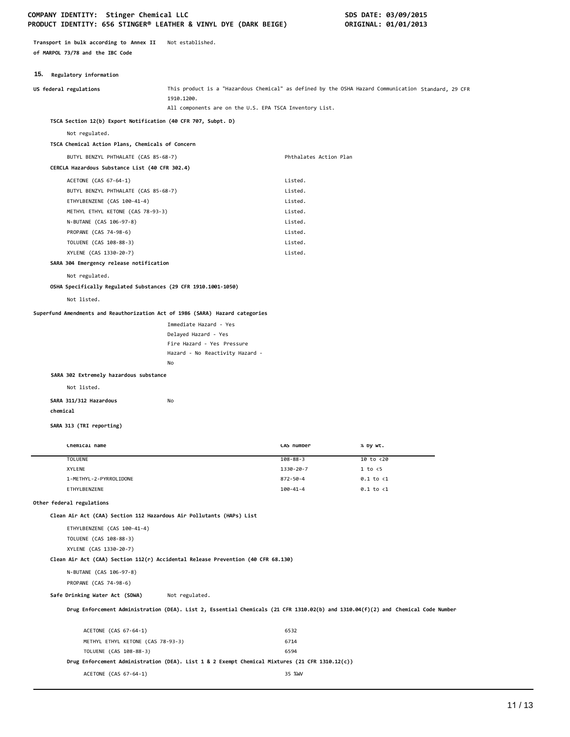**Transport in bulk according to Annex II of MARPOL 73/78 and the IBC Code** Not established.

## 15. Regulatory information

**US federal regulations** This product is a "Hazardous Chemical" as defined by the OSHA Hazard Communication Standard, 29 CFR 1910.1200.
All components are on the U.S. EPA TSCA Inventory List.

**TSCA Section 12(b) Export Notification (40 CFR 707, Subpt. D)**

Not regulated.

**TSCA Chemical Action Plans, Chemicals of Concern**

| | |
|---|---|
| BUTYL BENZYL PHTHALATE (CAS 85-68-7) | Phthalates Action Plan |

**CERCLA Hazardous Substance List (40 CFR 302.4)**

| | |
|---|---|
| ACETONE (CAS 67-64-1) | Listed. |
| BUTYL BENZYL PHTHALATE (CAS 85-68-7) | Listed. |
| ETHYLBENZENE (CAS 100-41-4) | Listed. |
| METHYL ETHYL KETONE (CAS 78-93-3) | Listed. |
| N-BUTANE (CAS 106-97-8) | Listed. |
| PROPANE (CAS 74-98-6) | Listed. |
| TOLUENE (CAS 108-88-3) | Listed. |
| XYLENE (CAS 1330-20-7) | Listed. |

**SARA 304 Emergency release notification**

Not regulated.

**OSHA Specifically Regulated Substances (29 CFR 1910.1001-1050)**

Not listed.

**Superfund Amendments and Reauthorization Act of 1986 (SARA) Hazard categories**

Immediate Hazard - Yes
Delayed Hazard - Yes
Fire Hazard - Yes Pressure
Hazard - No Reactivity Hazard -
No

**SARA 302 Extremely hazardous substance**

Not listed.

**SARA 311/312 Hazardous chemical** No

**SARA 313 (TRI reporting)**

| Chemical name | CAS number | % by wt. |
|---|---|---|
| TOLUENE | 108-88-3 | 10 to <20 |
| XYLENE | 1330-20-7 | 1 to <5 |
| 1-METHYL-2-PYRROLIDONE | 872-50-4 | 0.1 to <1 |
| ETHYLBENZENE | 100-41-4 | 0.1 to <1 |

**Other federal regulations**

**Clean Air Act (CAA) Section 112 Hazardous Air Pollutants (HAPs) List**

ETHYLBENZENE (CAS 100-41-4)
TOLUENE (CAS 108-88-3)
XYLENE (CAS 1330-20-7)

**Clean Air Act (CAA) Section 112(r) Accidental Release Prevention (40 CFR 68.130)**

N-BUTANE (CAS 106-97-8)
PROPANE (CAS 74-98-6)

**Safe Drinking Water Act (SDWA)** Not regulated.

**Drug Enforcement Administration (DEA). List 2, Essential Chemicals (21 CFR 1310.02(b) and 1310.04(f)(2) and Chemical Code Number**

| | |
|---|---|
| ACETONE (CAS 67-64-1) | 6532 |
| METHYL ETHYL KETONE (CAS 78-93-3) | 6714 |
| TOLUENE (CAS 108-88-3) | 6594 |

**Drug Enforcement Administration (DEA). List 1 & 2 Exempt Chemical Mixtures (21 CFR 1310.12(c))**

| | |
|---|---|
| ACETONE (CAS 67-64-1) | 35 %WV |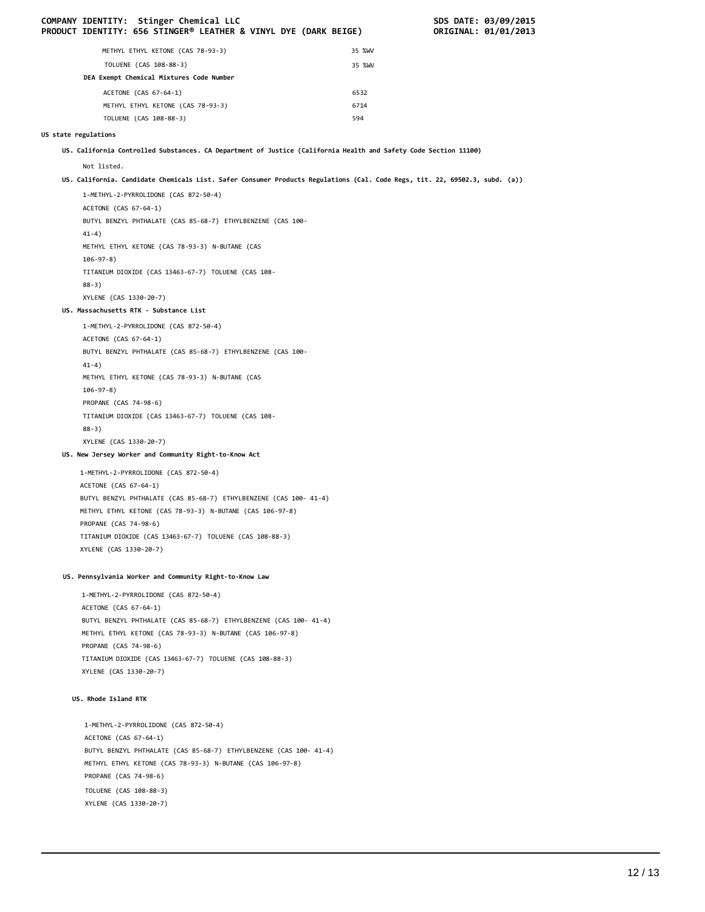| | |
|---|---|
| METHYL ETHYL KETONE (CAS 78-93-3) | 35 %WV |
| TOLUENE (CAS 108-88-3) | 35 %WV |
| **DEA Exempt Chemical Mixtures Code Number** | |
| ACETONE (CAS 67-64-1) | 6532 |
| METHYL ETHYL KETONE (CAS 78-93-3) | 6714 |
| TOLUENE (CAS 108-88-3) | 594 |

**US state regulations**

**US. California Controlled Substances. CA Department of Justice (California Health and Safety Code Section 11100)**

Not listed.

**US. California. Candidate Chemicals List. Safer Consumer Products Regulations (Cal. Code Regs, tit. 22, 69502.3, subd. (a))**

1-METHYL-2-PYRROLIDONE (CAS 872-50-4)
ACETONE (CAS 67-64-1)
BUTYL BENZYL PHTHALATE (CAS 85-68-7) ETHYLBENZENE (CAS 100-41-4)
METHYL ETHYL KETONE (CAS 78-93-3) N-BUTANE (CAS 106-97-8)
TITANIUM DIOXIDE (CAS 13463-67-7) TOLUENE (CAS 108-88-3)
XYLENE (CAS 1330-20-7)

**US. Massachusetts RTK - Substance List**

1-METHYL-2-PYRROLIDONE (CAS 872-50-4)
ACETONE (CAS 67-64-1)
BUTYL BENZYL PHTHALATE (CAS 85-68-7) ETHYLBENZENE (CAS 100-41-4)
METHYL ETHYL KETONE (CAS 78-93-3) N-BUTANE (CAS 106-97-8)
PROPANE (CAS 74-98-6)
TITANIUM DIOXIDE (CAS 13463-67-7) TOLUENE (CAS 108-88-3)
XYLENE (CAS 1330-20-7)

**US. New Jersey Worker and Community Right-to-Know Act**

1-METHYL-2-PYRROLIDONE (CAS 872-50-4)
ACETONE (CAS 67-64-1)
BUTYL BENZYL PHTHALATE (CAS 85-68-7) ETHYLBENZENE (CAS 100- 41-4)
METHYL ETHYL KETONE (CAS 78-93-3) N-BUTANE (CAS 106-97-8)
PROPANE (CAS 74-98-6)
TITANIUM DIOXIDE (CAS 13463-67-7) TOLUENE (CAS 108-88-3)
XYLENE (CAS 1330-20-7)

**US. Pennsylvania Worker and Community Right-to-Know Law**

1-METHYL-2-PYRROLIDONE (CAS 872-50-4)
ACETONE (CAS 67-64-1)
BUTYL BENZYL PHTHALATE (CAS 85-68-7) ETHYLBENZENE (CAS 100- 41-4)
METHYL ETHYL KETONE (CAS 78-93-3) N-BUTANE (CAS 106-97-8)
PROPANE (CAS 74-98-6)
TITANIUM DIOXIDE (CAS 13463-67-7) TOLUENE (CAS 108-88-3)
XYLENE (CAS 1330-20-7)

**US. Rhode Island RTK**

1-METHYL-2-PYRROLIDONE (CAS 872-50-4)
ACETONE (CAS 67-64-1)
BUTYL BENZYL PHTHALATE (CAS 85-68-7) ETHYLBENZENE (CAS 100- 41-4)
METHYL ETHYL KETONE (CAS 78-93-3) N-BUTANE (CAS 106-97-8)
PROPANE (CAS 74-98-6)
TOLUENE (CAS 108-88-3)
XYLENE (CAS 1330-20-7)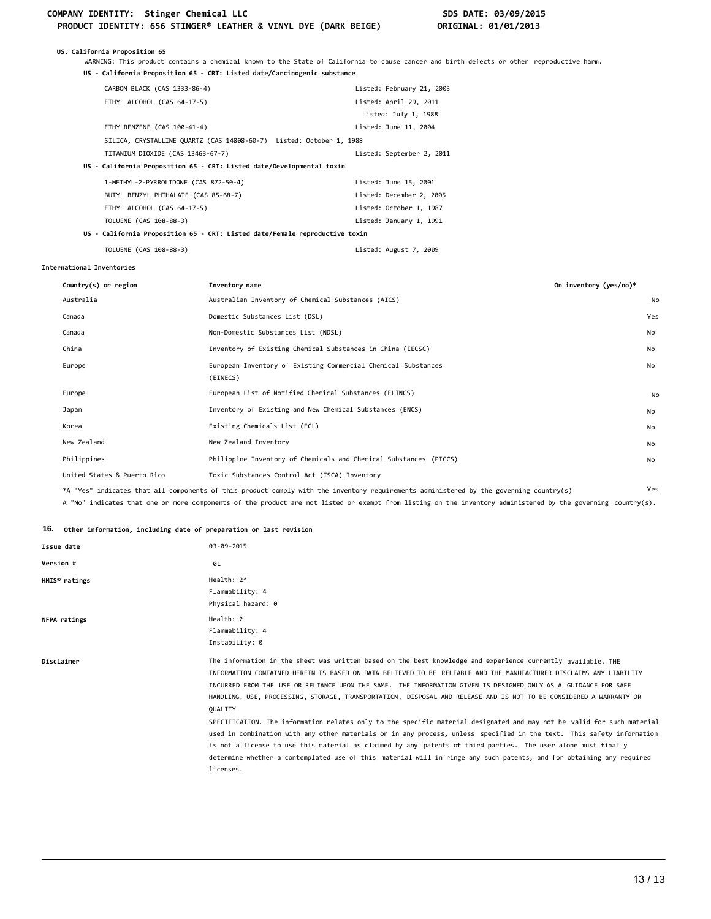**US. California Proposition 65**

WARNING: This product contains a chemical known to the State of California to cause cancer and birth defects or other reproductive harm.

**US - California Proposition 65 - CRT: Listed date/Carcinogenic substance**

| | |
|---|---|
| CARBON BLACK (CAS 1333-86-4) | Listed: February 21, 2003 |
| ETHYL ALCOHOL (CAS 64-17-5) | Listed: April 29, 2011<br>Listed: July 1, 1988 |
| ETHYLBENZENE (CAS 100-41-4) | Listed: June 11, 2004 |
| SILICA, CRYSTALLINE QUARTZ (CAS 14808-60-7) | Listed: October 1, 1988 |
| TITANIUM DIOXIDE (CAS 13463-67-7) | Listed: September 2, 2011 |

**US - California Proposition 65 - CRT: Listed date/Developmental toxin**

| | |
|---|---|
| 1-METHYL-2-PYRROLIDONE (CAS 872-50-4) | Listed: June 15, 2001 |
| BUTYL BENZYL PHTHALATE (CAS 85-68-7) | Listed: December 2, 2005 |
| ETHYL ALCOHOL (CAS 64-17-5) | Listed: October 1, 1987 |
| TOLUENE (CAS 108-88-3) | Listed: January 1, 1991 |

**US - California Proposition 65 - CRT: Listed date/Female reproductive toxin**

| | |
|---|---|
| TOLUENE (CAS 108-88-3) | Listed: August 7, 2009 |

**International Inventories**

| Country(s) or region | Inventory name | On inventory (yes/no)* |
|---|---|---|
| Australia | Australian Inventory of Chemical Substances (AICS) | No |
| Canada | Domestic Substances List (DSL) | Yes |
| Canada | Non-Domestic Substances List (NDSL) | No |
| China | Inventory of Existing Chemical Substances in China (IECSC) | No |
| Europe | European Inventory of Existing Commercial Chemical Substances (EINECS) | No |
| Europe | European List of Notified Chemical Substances (ELINCS) | No |
| Japan | Inventory of Existing and New Chemical Substances (ENCS) | No |
| Korea | Existing Chemicals List (ECL) | No |
| New Zealand | New Zealand Inventory | No |
| Philippines | Philippine Inventory of Chemicals and Chemical Substances (PICCS) | No |
| United States & Puerto Rico | Toxic Substances Control Act (TSCA) Inventory | Yes |

*A "Yes" indicates that all components of this product comply with the inventory requirements administered by the governing country(s)

A "No" indicates that one or more components of the product are not listed or exempt from listing on the inventory administered by the governing country(s).

## 16. Other information, including date of preparation or last revision

| | |
|---|---|
| **Issue date** | 03-09-2015 |
| **Version #** | 01 |
| **HMIS® ratings** | Health: 2*<br>Flammability: 4<br>Physical hazard: 0 |
| **NFPA ratings** | Health: 2<br>Flammability: 4<br>Instability: 0 |

**Disclaimer**

The information in the sheet was written based on the best knowledge and experience currently available. THE INFORMATION CONTAINED HEREIN IS BASED ON DATA BELIEVED TO BE RELIABLE AND THE MANUFACTURER DISCLAIMS ANY LIABILITY INCURRED FROM THE USE OR RELIANCE UPON THE SAME. THE INFORMATION GIVEN IS DESIGNED ONLY AS A GUIDANCE FOR SAFE HANDLING, USE, PROCESSING, STORAGE, TRANSPORTATION, DISPOSAL AND RELEASE AND IS NOT TO BE CONSIDERED A WARRANTY OR QUALITY SPECIFICATION. The information relates only to the specific material designated and may not be valid for such material used in combination with any other materials or in any process, unless specified in the text. This safety information is not a license to use this material as claimed by any patents of third parties. The user alone must finally determine whether a contemplated use of this material will infringe any such patents, and for obtaining any required licenses.